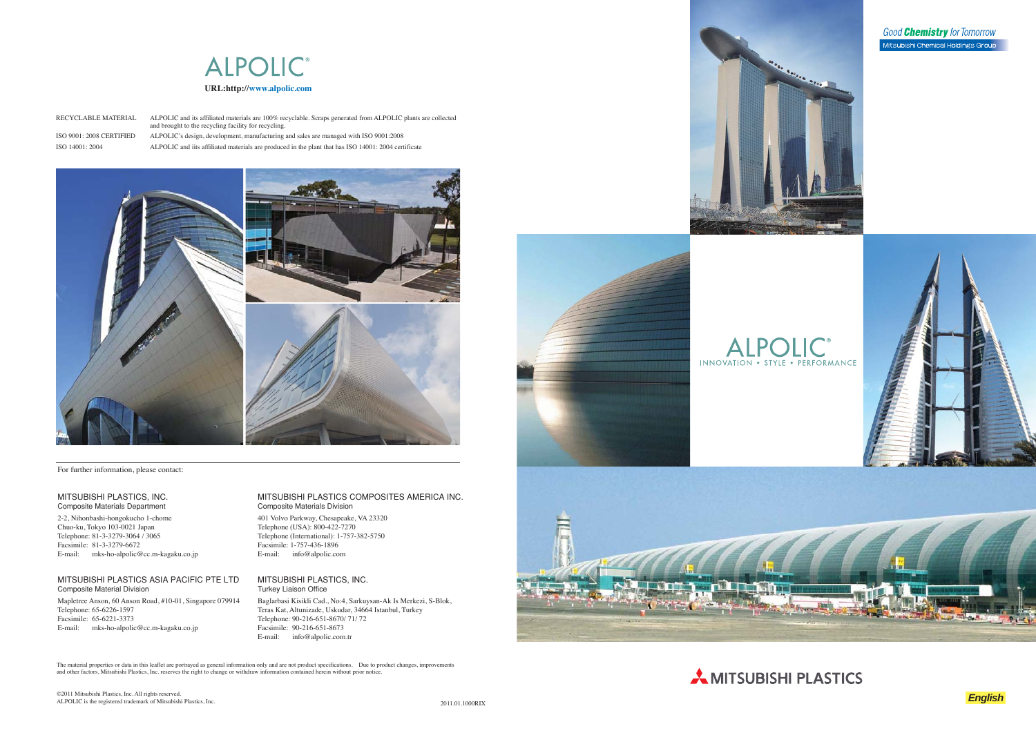# ALPOLIC®

**URL:http://www.alpolic.com**

| | |
|---|---|
| RECYCLABLE MATERIAL | ALPOLIC and its affiliated materials are 100% recyclable. Scraps generated from ALPOLIC plants are collected and brought to the recycling facility for recycling. |
| ISO 9001: 2008 CERTIFIED | ALPOLIC's design, development, manufacturing and sales are managed with ISO 9001:2008 |
| ISO 14001: 2004 | ALPOLIC and iits affiliated materials are produced in the plant that has ISO 14001: 2004 certificate |

For further information, please contact:

**MITSUBISHI PLASTICS, INC.**
Composite Materials Department

2-2, Nihonbashi-hongokucho 1-chome
Chuo-ku, Tokyo 103-0021 Japan
Telephone: 81-3-3279-3064 / 3065
Facsimile: 81-3-3279-6672
E-mail: mks-ho-alpolic@cc.m-kagaku.co.jp

**MITSUBISHI PLASTICS ASIA PACIFIC PTE LTD**
Composite Material Division

Mapletree Anson, 60 Anson Road, #10-01, Singapore 079914
Telephone: 65-6226-1597
Facsimile: 65-6221-3373
E-mail: mks-ho-alpolic@cc.m-kagaku.co.jp

**MITSUBISHI PLASTICS COMPOSITES AMERICA INC.**
Composite Materials Division

401 Volvo Parkway, Chesapeake, VA 23320
Telephone (USA): 800-422-7270
Telephone (International): 1-757-382-5750
Facsimile: 1-757-436-1896
E-mail: info@alpolic.com

**MITSUBISHI PLASTICS, INC.**
Turkey Liaison Office

Baglarbasi Kisikli Cad., No:4, Sarkuysan-Ak Is Merkezi, S-Blok,
Teras Kat, Altunizade, Uskudar, 34664 Istanbul, Turkey
Telephone: 90-216-651-8670/ 71/ 72
Facsimile: 90-216-651-8673
E-mail: info@alpolic.com.tr

The material properties or data in this leaflet are portrayed as general information only and are not product specifications. Due to product changes, improvements and other factors, Mitsubishi Plastics, Inc. reserves the right to change or withdraw information contained herein without prior notice.

©2011 Mitsubishi Plastics, Inc. All rights reserved.
ALPOLIC is the registered trademark of Mitsubishi Plastics, Inc.

2011.01.1000RIX

*Good* ***Chemistry*** *for Tomorrow*
Mitsubishi Chemical Holdings Group

# ALPOLIC®

INNOVATION • STYLE • PERFORMANCE

MITSUBISHI PLASTICS

*English*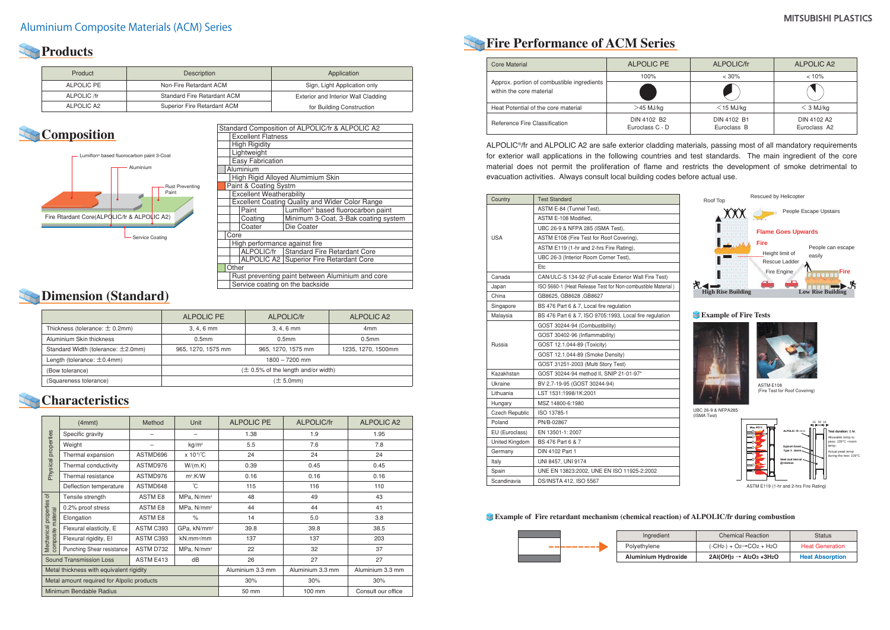# Aluminium Composite Materials (ACM) Series

## Products

| Product | Description | Application |
|---|---|---|
| ALPOLIC PE | Non-Fire Retardant ACM | Sign, Light Application only |
| ALPOLIC /fr | Standard Fire Retardant ACM | Exterior and Interior Wall Cladding |
| ALPOLIC A2 | Superior Fire Retardant ACM | for Building Construction |

## Composition

Lumiflon® based fluorocarbon paint 3-Coat

Aluminium

Rust Preventing Paint

Fire Rtardant Core(ALPOLIC/fr & ALPOLIC A2)

Service Coating

| Standard Composition of ALPOLIC/fr & ALPOLIC A2 | | |
|---|---|---|
| Excellent Flatness | | |
| High Rigidity | | |
| Lightweight | | |
| Easy Fabrication | | |
| Aluminium | | |
| High Rigid Alloyed Alumimium Skin | | |
| Paint & Coating Systm | | |
| Excellent Weatherability | | |
| Excellent Coating Quality and Wider Color Range | | |
| | Paint | Lumiflon® based fluorocarbon paint |
| | Coating | Minimum 3-Coat, 3-Bak coating system |
| | Coater | Die Coater |
| Core | | |
| High performance against fire | | |
| | ALPOLIC/fr | Standard Fire Retardant Core |
| | ALPOLIC A2 | Superior Fire Retardant Core |
| Other | | |
| Rust preventing paint between Aluminium and core | | |
| Service coating on the backside | | |

## Dimension (Standard)

| | ALPOLIC PE | ALPOLIC/fr | ALPOLIC A2 |
|---|---|---|---|
| Thickness (tolerance: ± 0.2mm) | 3, 4, 6 mm | 3, 4, 6 mm | 4mm |
| Aluminium Skin thickness | 0.5mm | 0.5mm | 0.5mm |
| Standard Width (tolerance: ±2.0mm) | 965, 1270, 1575 mm | 965, 1270, 1575 mm | 1235, 1270, 1500mm |
| Length (tolerance: ±0.4mm) | 1800 – 7200 mm | | |
| (Bow tolerance) | (± 0.5% of the length and/or width) | | |
| (Squareness tolerance) | (± 5.0mm) | | |

## Characteristics

| | (4mm) | Method | Unit | ALPOLIC PE | ALPOLIC/fr | ALPOLIC A2 |
|---|---|---|---|---|---|---|
| Physical properties | Specific gravity | – | – | 1.38 | 1.9 | 1.95 |
| | Weight | – | kg/m² | 5.5 | 7.6 | 7.8 |
| | Thermal expansion | ASTMD696 | x 10⁻⁶/℃ | 24 | 24 | 24 |
| | Thermal conductivity | ASTMD976 | W/(m.K) | 0.39 | 0.45 | 0.45 |
| | Thermal resistance | ASTMD976 | m².K/W | 0.16 | 0.16 | 0.16 |
| | Deflection temperature | ASTMD648 | ℃ | 115 | 116 | 110 |
| Mechanical properties of composite material | Tensile strength | ASTM E8 | MPa, N/mm² | 48 | 49 | 43 |
| | 0.2% proof stress | ASTM E8 | MPa, N/mm² | 44 | 44 | 41 |
| | Elongation | ASTM E8 | % | 14 | 5.0 | 3.8 |
| | Flexural elasticity, E | ASTM C393 | GPa, kN/mm² | 39.8 | 39.8 | 38.5 |
| | Flexural rigidity, EI | ASTM C393 | kN.mm²/mm | 137 | 137 | 203 |
| | Punching Shear resistance | ASTM D732 | MPa, N/mm² | 22 | 32 | 37 |
| Sound Transmission Loss | | ASTM E413 | dB | 26 | 27 | 27 |
| Metal thickness with equivalent rigidity | | | | Aluminium 3.3 mm | Aluminium 3.3 mm | Aluminium 3.3 mm |
| Metal amount required for Alpolic products | | | | 30% | 30% | 30% |
| Minimum Bendable Radius | | | | 50 mm | 100 mm | Consult our office |

## Fire Performance of ACM Series

| Core Material | ALPOLIC PE | ALPOLIC/fr | ALPOLIC A2 |
|---|---|---|---|
| Approx. portion of combustible ingredients within the core material | 100% | < 30% | < 10% |
| Heat Potential of the core material | >45 MJ/kg | <15 MJ/kg | < 3 MJ/kg |
| Reference Fire Classification | DIN 4102 B2<br>Euroclass C - D | DIN 4102 B1<br>Euroclass B | DIN 4102 A2<br>Euroclass A2 |

ALPOLIC®/fr and ALPOLIC A2 are safe exterior cladding materials, passing most of all mandatory requirements for exterior wall applications in the following countries and test standards. The main ingredient of the core material does not permit the proliferation of flame and restricts the development of smoke detrimental to evacuation activities. Always consult local building codes before actual use.

| Country | Test Standard |
|---|---|
| USA | ASTM E-84 (Tunnel Test), |
| | ASTM E-108 Modified, |
| | UBC 26-9 & NFPA 285 (ISMA Test), |
| | ASTM E108 (Fire Test for Roof Covering), |
| | ASTM E119 (1-hr and 2-hrs Fire Rating), |
| | UBC 26-3 (Interior Room Corner Test), |
| | Etc |
| Canada | CAN/ULC-S 134-92 (Full-scale Exterior Wall Fire Test) |
| Japan | ISO 5660-1 (Heat Release Test for Non-combustible Material ) |
| China | GB8625, GB8628 ,GB8627 |
| Singapore | BS 476 Part 6 & 7, Local fire regulation |
| Malaysia | BS 476 Part 6 & 7, ISO 9705:1993, Local fire regulation |
| Russia | GOST 30244-94 (Combustibility) |
| | GOST 30402-96 (Inflammability) |
| | GOST 12.1.044-89 (Toxicity) |
| | GOST 12.1.044-89 (Smoke Density) |
| | GOST 31251-2003 (Multi Story Test) |
| Kazakhstan | GOST 30244-94 method II, SNIP 21-01-97* |
| Ukraine | BV 2.7-19-95 (GOST 30244-94) |
| Lithuania | LST 1531:1998/1K:2001 |
| Hungary | MSZ 14800-6:1980 |
| Czech Republic | ISO 13785-1 |
| Poland | PN/B-02867 |
| EU (Euroclass) | EN 13501-1: 2007 |
| United Kingdom | BS 476 Part 6 & 7 |
| Germany | DIN 4102 Part 1 |
| Italy | UNI 8457, UNI 9174 |
| Spain | UNE EN 13823:2002, UNE EN ISO 11925-2:2002 |
| Scandinavia | DS/INSTA 412, ISO 5567 |

Roof Top — Rescued by Helicopter — People Escape Upstairs — Flame Goes Upwards — Fire — Height limit of Rescue Ladder — Fire Engine — People can escape easily — Fire — High Rise Building — Low Rise Building

### Example of Fire Tests

UBC 26-9 & NFPA285 (ISMA Test)

ASTM E108 (Fire Test for Roof Covering)

ASTM E119 (1-hr and 2-hrs Fire Rating)

### Example of Fire retardant mechanism (chemical reaction) of ALPOLIC/fr during combustion

| Ingredient | Chemical Reaction | Status |
|---|---|---|
| Polyethylene | $(\text{-}CH_2\text{-}) + O_2 \rightarrow CO_2 + H_2O$ | Heat Generation |
| **Aluminium Hydroxide** | $2Al(OH)_3 \rightarrow Al_2O_3 + 3H_2O$ | **Heat Absorption** |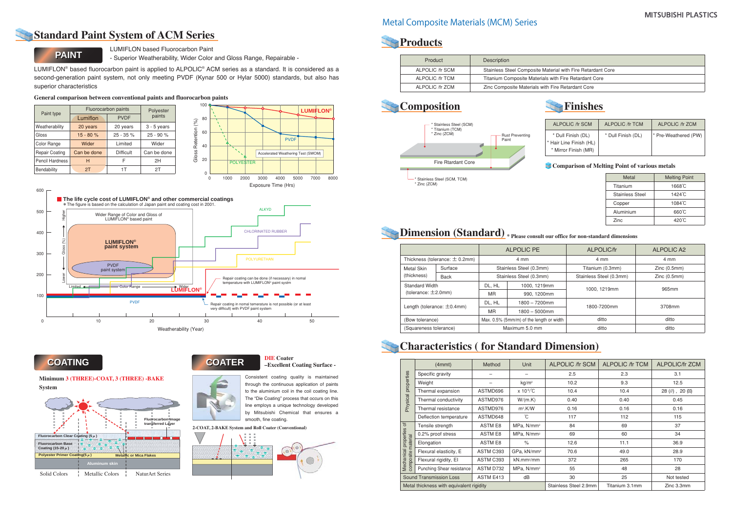# Standard Paint System of ACM Series

## PAINT

LUMIFLON based Fluorocarbon Paint
- Superior Weatherability, Wider Color and Gloss Range, Repairable -

LUMIFLON® based fluorocarbon paint is applied to ALPOLIC® ACM series as a standard. It is considered as a second-generation paint system, not only meeting PVDF (Kynar 500 or Hylar 5000) standards, but also has superior characteristics

**General comparison between conventional paints and fluorocarbon paints**

| Paint type | Fluorocarbon paints | | Polyester paints |
|---|---|---|---|
| | Lumiflon | PVDF | |
| Weatherability | 20 years | 20 years | 3 - 5 years |
| Gloss | 15 - 80 % | 25 - 35 % | 25 - 90 % |
| Color Range | Wider | Limited | Wider |
| Repair Coating | Can be done | Difficult | Can be done |
| Pencil Hardness | H | F | 2H |
| Bendability | 2T | 1T | 2T |

Gloss Retention (%) vs Exposure Time (Hrs): LUMIFLON®, PVDF, POLYESTER — Accelerated Weathering Test (SWOM)

**The life cycle cost of LUMIFLON® and other commercial coatings**
＊The figure is based on the calculation of Japan paint and coating cost in 2001.

Wider Range of Color and Gloss of LUMIFLON® based paint

LUMIFLON® paint system; PVDF paint system; ALKYD; CHLORINATED RUBBER; POLYURETHAN; LUMIFLON®; PVDF

Repair coating can be done (if necessary) in normal temperature with LUMIFLON® paint systm

Repair coating in normal temerature is not possible (or at least very difficult) with PVDF paint system

Weatherability (Year)

## COATING

**Minimum 3 (THREE)-COAT, 3 (THREE) -BAKE System**

Fluorocarbon Clear Coating (5 μ); Fluorocarbon Base Coating (15-20 μ); Polyester Primer Coating(5 μ); Metallic or Mica Flakes; Aluminum skin; Fluorocarbon image transferred Layer

Solid Colors | Metallic Colors | NaturArt Series

## COATER

**DIE Coater –Excellent Coating Surface -**

Consistent coating quality is maintained through the continuous application of paints to the aluminium coil in the coil coating line. The "Die Coating" process that occurs on this line employs a unique technology developed by Mitsubishi Chemical that ensures a smooth, fine coating.

**2-COAT, 2-BAKE System and Roll Coater (Conventional)**

# Metal Composite Materials (MCM) Series

## Products

| Product | Description |
|---|---|
| ALPOLIC /fr SCM | Stainless Steel Composite Material with Fire Retardant Core |
| ALPOLIC /fr TCM | Titanium Composite Materials with Fire Retardant Core |
| ALPOLIC /fr ZCM | Zinc Composite Materials with Fire Retardant Core |

## Composition

* Stainless Steel (SCM)
* Titanium (TCM)
* Zinc (ZCM)

Rust Preventing Paint

Fire Rtardant Core

* Stainless Steel (SCM, TCM)
* Zinc (ZCM)

## Finishes

| ALPOLIC /fr SCM | ALPOLIC /fr TCM | ALPOLIC /fr ZCM |
|---|---|---|
| * Dull Finish (DL)<br>* Hair Line Finish (HL)<br>* Mirror Finish (MR) | * Dull Finish (DL) | * Pre-Weathered (PW) |

**Comparison of Melting Point of various metals**

| Metal | Melting Point |
|---|---|
| Titanium | 1668℃ |
| Stainless Steel | 1424℃ |
| Copper | 1084℃ |
| Aluminium | 660℃ |
| Zinc | 420℃ |

## Dimension (Standard)

**＊Please consult our office for non-standard dimensions**

| | | ALPOLIC PE | | ALPOLIC/fr | ALPOLIC A2 |
|---|---|---|---|---|---|
| Thickness (tolerance: ± 0.2mm) | | 4 mm | | 4 mm | 4 mm |
| Metal Skin (thickness) | Surface | Stainless Steel (0.3mm) | | Titanium (0.3mm) | Zinc (0.5mm) |
| | Back | Stainless Steel (0.3mm) | | Stainless Steel (0.3mm) | Zinc (0.5mm) |
| Standard Width (tolerance: ±2.0mm) | | DL, HL | 1000, 1219mm | 1000, 1219mm | 965mm |
| | | MR | 990, 1200mm | | |
| Length (tolerance: ±0.4mm) | | DL, HL | 1800 – 7200mm | 1800-7200mm | 3708mm |
| | | MR | 1800 – 5000mm | | |
| (Bow tolerance) | | Max. 0.5% (5mm/m) of the length or width | | ditto | ditto |
| (Squareness tolerance) | | Maximum 5.0 mm | | ditto | ditto |

## Characteristics ( for Standard Dimension)

| | (4mmt) | Method | Unit | ALPOLIC /fr SCM | ALPOLIC /fr TCM | ALPOLIC/fr ZCM |
|---|---|---|---|---|---|---|
| Physical properties | Specific gravity | – | – | 2.5 | 2.3 | 3.1 |
| | Weight | – | kg/m² | 10.2 | 9.3 | 12.5 |
| | Thermal expansion | ASTMD696 | x 10⁻⁶/℃ | 10.4 | 10.4 | 28 (//) , 20 (⊥) |
| | Thermal conductivity | ASTMD976 | W/(m.K) | 0.40 | 0.40 | 0.45 |
| | Thermal resistance | ASTMD976 | m².K/W | 0.16 | 0.16 | 0.16 |
| | Deflection temperature | ASTMD648 | ℃ | 117 | 112 | 115 |
| Mechanical properties of composite material | Tensile strength | ASTM E8 | MPa, N/mm² | 84 | 69 | 37 |
| | 0.2% proof stress | ASTM E8 | MPa, N/mm² | 69 | 60 | 34 |
| | Elongation | ASTM E8 | % | 12.6 | 11.1 | 36.9 |
| | Flexural elasticity, E | ASTM C393 | GPa, kN/mm² | 70.6 | 49.0 | 28.9 |
| | Flexural rigidity, EI | ASTM C393 | kN.mm²/mm | 372 | 265 | 170 |
| | Punching Shear resistance | ASTM D732 | MPa, N/mm² | 55 | 48 | 28 |
| Sound Transmission Loss | | ASTM E413 | dB | 30 | 25 | Not tested |
| Metal thickness with equivalent rigidity | | | | Stainless Steel 2.9mm | Titanium 3.1mm | Zinc 3.3mm |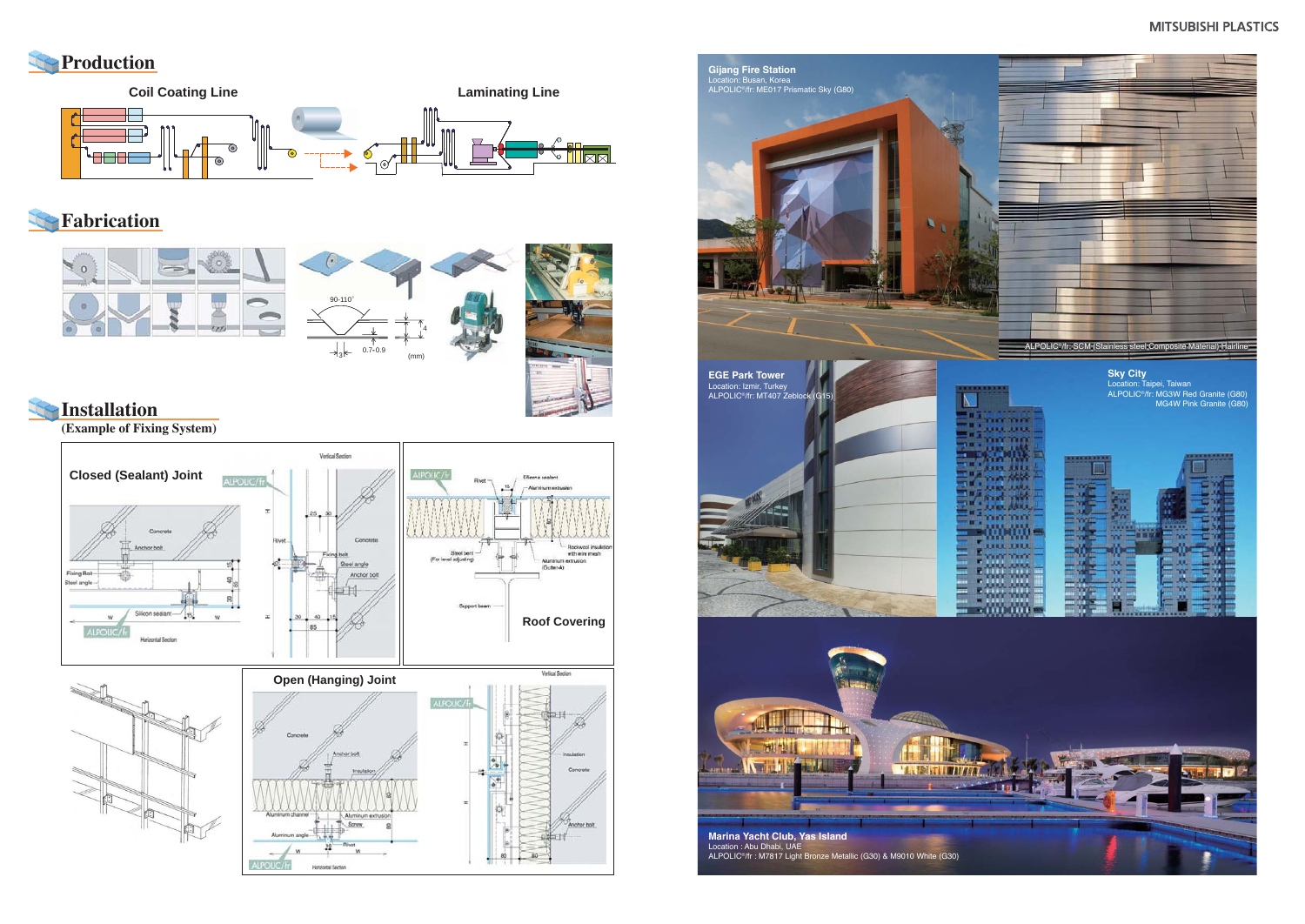## Production

**Coil Coating Line**

**Laminating Line**

## Fabrication

90-110°

4

3

0.7-0.9

(mm)

## Installation

(Example of Fixing System)

**Closed (Sealant) Joint**

Vertical Section

ALPOLIC/fr

Concrete

Anchor bolt

Fixing Bolt

Steel angle

Silicon sealant

W

Horizontal Section

Rivet

Fixing bolt

Steel angle

Anchor bolt

25

30

40

15

85

**Roof Covering**

Rivet

Silicone sealant

Aluminium extrusion

Steel bent (For level adjusting)

Rockwool insulation with wire mesh

Aluminium extrusion (Gutter-A)

Support beam

**Open (Hanging) Joint**

Vertical Section

Concrete

Anchor bolt

Insulation

Aluminum channel

Aluminum extrusion

Screw

Aluminum angle

Rivet

Horizontal Section

80

**Gijang Fire Station**
Location: Busan, Korea
ALPOLIC®/fr: ME017 Prismatic Sky (G80)

ALPOLIC®/fr: SCM (Stainless steel Composite Material) Hairline

**EGE Park Tower**
Location: Izmir, Turkey
ALPOLIC®/fr: MT407 Zeblock (G15)

**Sky City**
Location: Taipei, Taiwan
ALPOLIC®/fr: MG3W Red Granite (G80)
MG4W Pink Granite (G80)

**Marina Yacht Club, Yas Island**
Location : Abu Dhabi, UAE
ALPOLIC®/fr : M7817 Light Bronze Metallic (G30) & M9010 White (G30)